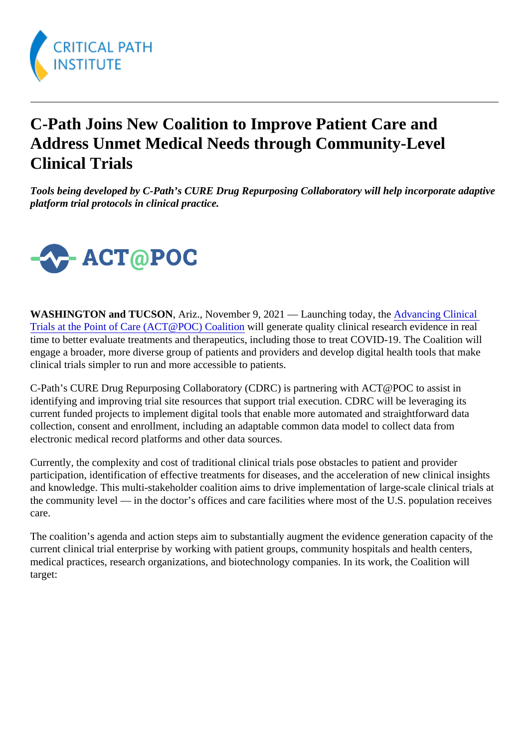# C-Path Joins New Coalition to Improve Patient Care and Address Unmet Medical Needs through Community-Level Clinical Trials

***Tools being developed by C-Path's CURE Drug Repurposing Collaboratory will help incorporate adaptive platform trial protocols in clinical practice.***

**WASHINGTON and TUCSON**, Ariz., November 9, 2021 — Launching today, the Advancing Clinical Trials at the Point of Care (ACT@POC) Coalition will generate quality clinical research evidence in real time to better evaluate treatments and therapeutics, including those to treat COVID-19. The Coalition will engage a broader, more diverse group of patients and providers and develop digital health tools that make clinical trials simpler to run and more accessible to patients.

C-Path's CURE Drug Repurposing Collaboratory (CDRC) is partnering with ACT@POC to assist in identifying and improving trial site resources that support trial execution. CDRC will be leveraging its current funded projects to implement digital tools that enable more automated and straightforward data collection, consent and enrollment, including an adaptable common data model to collect data from electronic medical record platforms and other data sources.

Currently, the complexity and cost of traditional clinical trials pose obstacles to patient and provider participation, identification of effective treatments for diseases, and the acceleration of new clinical insights and knowledge. This multi-stakeholder coalition aims to drive implementation of large-scale clinical trials at the community level — in the doctor's offices and care facilities where most of the U.S. population receives care.

The coalition's agenda and action steps aim to substantially augment the evidence generation capacity of the current clinical trial enterprise by working with patient groups, community hospitals and health centers, medical practices, research organizations, and biotechnology companies. In its work, the Coalition will target: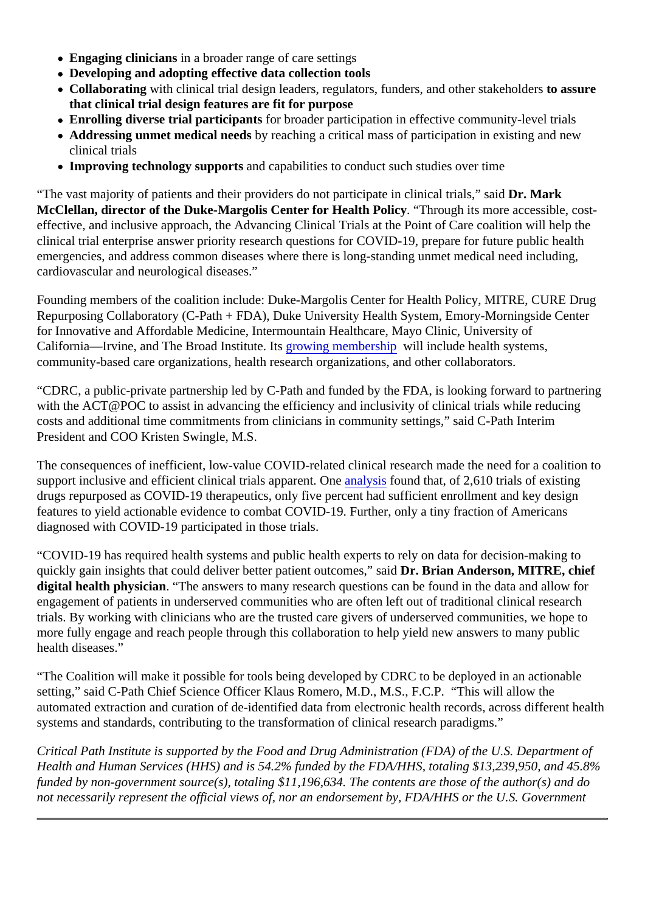- **Engaging clinicians** in a broader range of care settings
- **Developing and adopting effective data collection tools**
- **Collaborating** with clinical trial design leaders, regulators, funders, and other stakeholders **to assure that clinical trial design features are fit for purpose**
- **Enrolling diverse trial participants** for broader participation in effective community-level trials
- **Addressing unmet medical needs** by reaching a critical mass of participation in existing and new clinical trials
- **Improving technology supports** and capabilities to conduct such studies over time

"The vast majority of patients and their providers do not participate in clinical trials," said **Dr. Mark McClellan, director of the Duke-Margolis Center for Health Policy**. "Through its more accessible, cost-effective, and inclusive approach, the Advancing Clinical Trials at the Point of Care coalition will help the clinical trial enterprise answer priority research questions for COVID-19, prepare for future public health emergencies, and address common diseases where there is long-standing unmet medical need including, cardiovascular and neurological diseases."

Founding members of the coalition include: Duke-Margolis Center for Health Policy, MITRE, CURE Drug Repurposing Collaboratory (C-Path + FDA), Duke University Health System, Emory-Morningside Center for Innovative and Affordable Medicine, Intermountain Healthcare, Mayo Clinic, University of California—Irvine, and The Broad Institute. Its growing membership will include health systems, community-based care organizations, health research organizations, and other collaborators.

"CDRC, a public-private partnership led by C-Path and funded by the FDA, is looking forward to partnering with the ACT@POC to assist in advancing the efficiency and inclusivity of clinical trials while reducing costs and additional time commitments from clinicians in community settings," said C-Path Interim President and COO Kristen Swingle, M.S.

The consequences of inefficient, low-value COVID-related clinical research made the need for a coalition to support inclusive and efficient clinical trials apparent. One analysis found that, of 2,610 trials of existing drugs repurposed as COVID-19 therapeutics, only five percent had sufficient enrollment and key design features to yield actionable evidence to combat COVID-19. Further, only a tiny fraction of Americans diagnosed with COVID-19 participated in those trials.

"COVID-19 has required health systems and public health experts to rely on data for decision-making to quickly gain insights that could deliver better patient outcomes," said **Dr. Brian Anderson, MITRE, chief digital health physician**. "The answers to many research questions can be found in the data and allow for engagement of patients in underserved communities who are often left out of traditional clinical research trials. By working with clinicians who are the trusted care givers of underserved communities, we hope to more fully engage and reach people through this collaboration to help yield new answers to many public health diseases."

"The Coalition will make it possible for tools being developed by CDRC to be deployed in an actionable setting," said C-Path Chief Science Officer Klaus Romero, M.D., M.S., F.C.P. "This will allow the automated extraction and curation of de-identified data from electronic health records, across different health systems and standards, contributing to the transformation of clinical research paradigms."

*Critical Path Institute is supported by the Food and Drug Administration (FDA) of the U.S. Department of Health and Human Services (HHS) and is 54.2% funded by the FDA/HHS, totaling $13,239,950, and 45.8% funded by non-government source(s), totaling $11,196,634. The contents are those of the author(s) and do not necessarily represent the official views of, nor an endorsement by, FDA/HHS or the U.S. Government*

---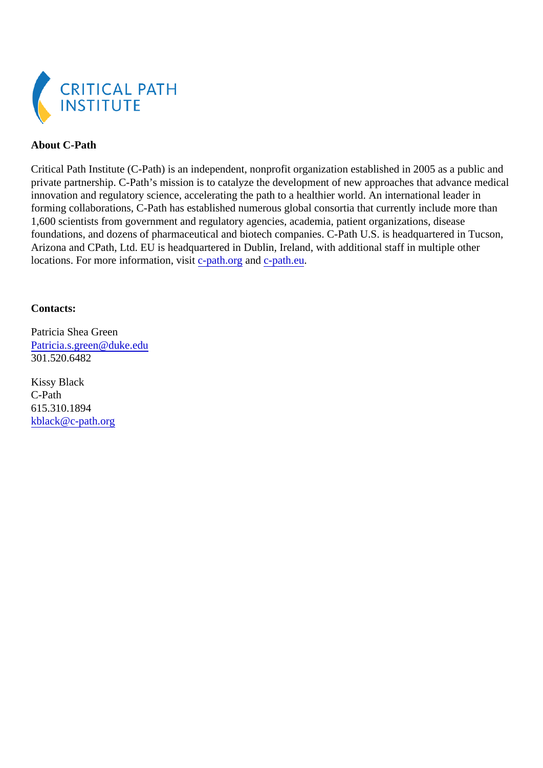**About C-Path**

Critical Path Institute (C-Path) is an independent, nonprofit organization established in 2005 as a public and private partnership. C-Path's mission is to catalyze the development of new approaches that advance medical innovation and regulatory science, accelerating the path to a healthier world. An international leader in forming collaborations, C-Path has established numerous global consortia that currently include more than 1,600 scientists from government and regulatory agencies, academia, patient organizations, disease foundations, and dozens of pharmaceutical and biotech companies. C-Path U.S. is headquartered in Tucson, Arizona and CPath, Ltd. EU is headquartered in Dublin, Ireland, with additional staff in multiple other locations. For more information, visit c-path.org and c-path.eu.

**Contacts:**

Patricia Shea Green  
Patricia.s.green@duke.edu  
301.520.6482

Kissy Black  
C-Path  
615.310.1894  
kblack@c-path.org